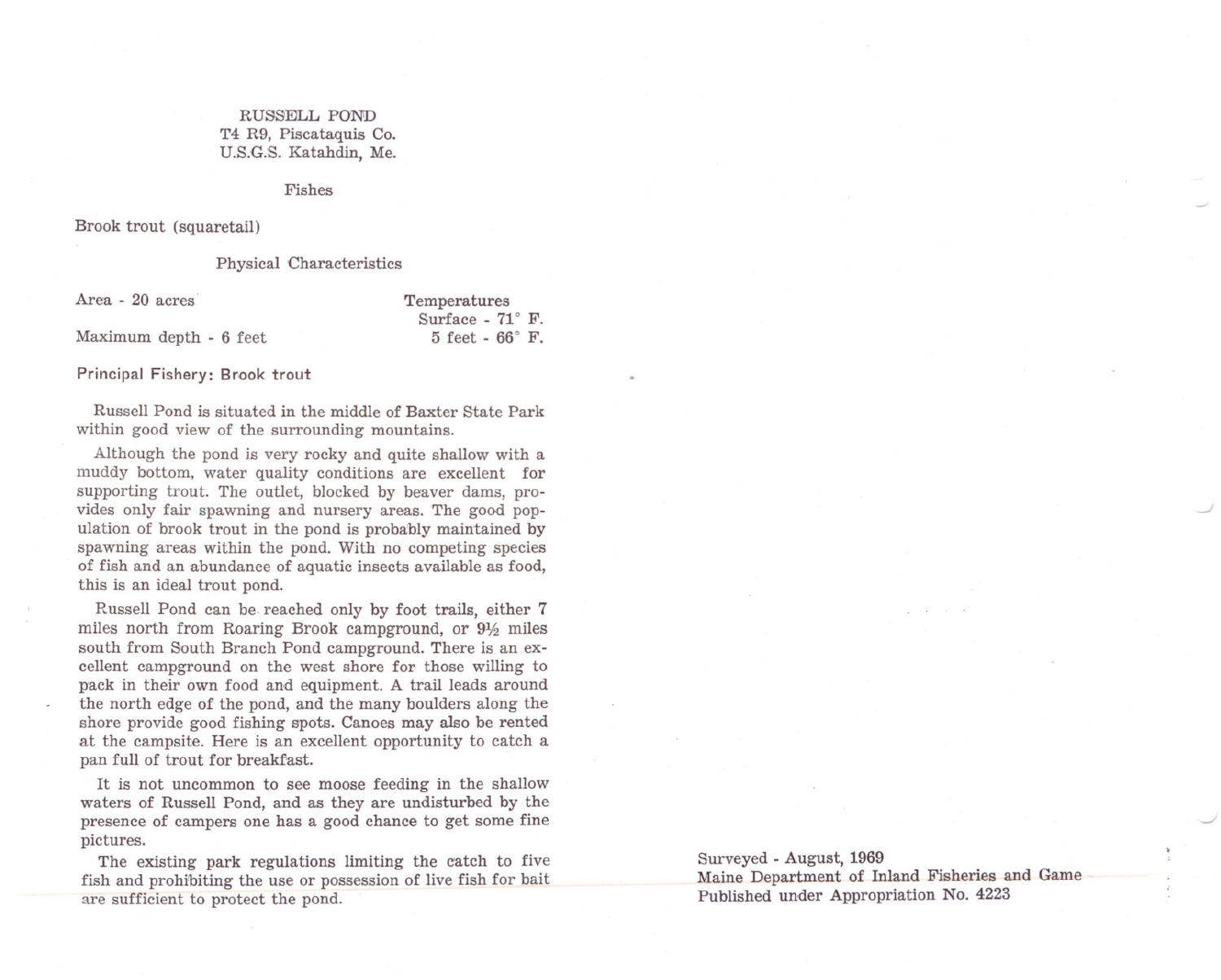# RUSSELL POND

T4 R9, Piscataquis Co.
U.S.G.S. Katahdin, Me.

## Fishes

Brook trout (squaretail)

## Physical Characteristics

Area - 20 acres

Maximum depth - 6 feet

Temperatures
Surface - 71° F.
5 feet - 66° F.

**Principal Fishery: Brook trout**

Russell Pond is situated in the middle of Baxter State Park within good view of the surrounding mountains.

Although the pond is very rocky and quite shallow with a muddy bottom, water quality conditions are excellent for supporting trout. The outlet, blocked by beaver dams, provides only fair spawning and nursery areas. The good population of brook trout in the pond is probably maintained by spawning areas within the pond. With no competing species of fish and an abundance of aquatic insects available as food, this is an ideal trout pond.

Russell Pond can be reached only by foot trails, either 7 miles north from Roaring Brook campground, or 9½ miles south from South Branch Pond campground. There is an excellent campground on the west shore for those willing to pack in their own food and equipment. A trail leads around the north edge of the pond, and the many boulders along the shore provide good fishing spots. Canoes may also be rented at the campsite. Here is an excellent opportunity to catch a pan full of trout for breakfast.

It is not uncommon to see moose feeding in the shallow waters of Russell Pond, and as they are undisturbed by the presence of campers one has a good chance to get some fine pictures.

The existing park regulations limiting the catch to five fish and prohibiting the use or possession of live fish for bait are sufficient to protect the pond.

Surveyed - August, 1969
Maine Department of Inland Fisheries and Game
Published under Appropriation No. 4223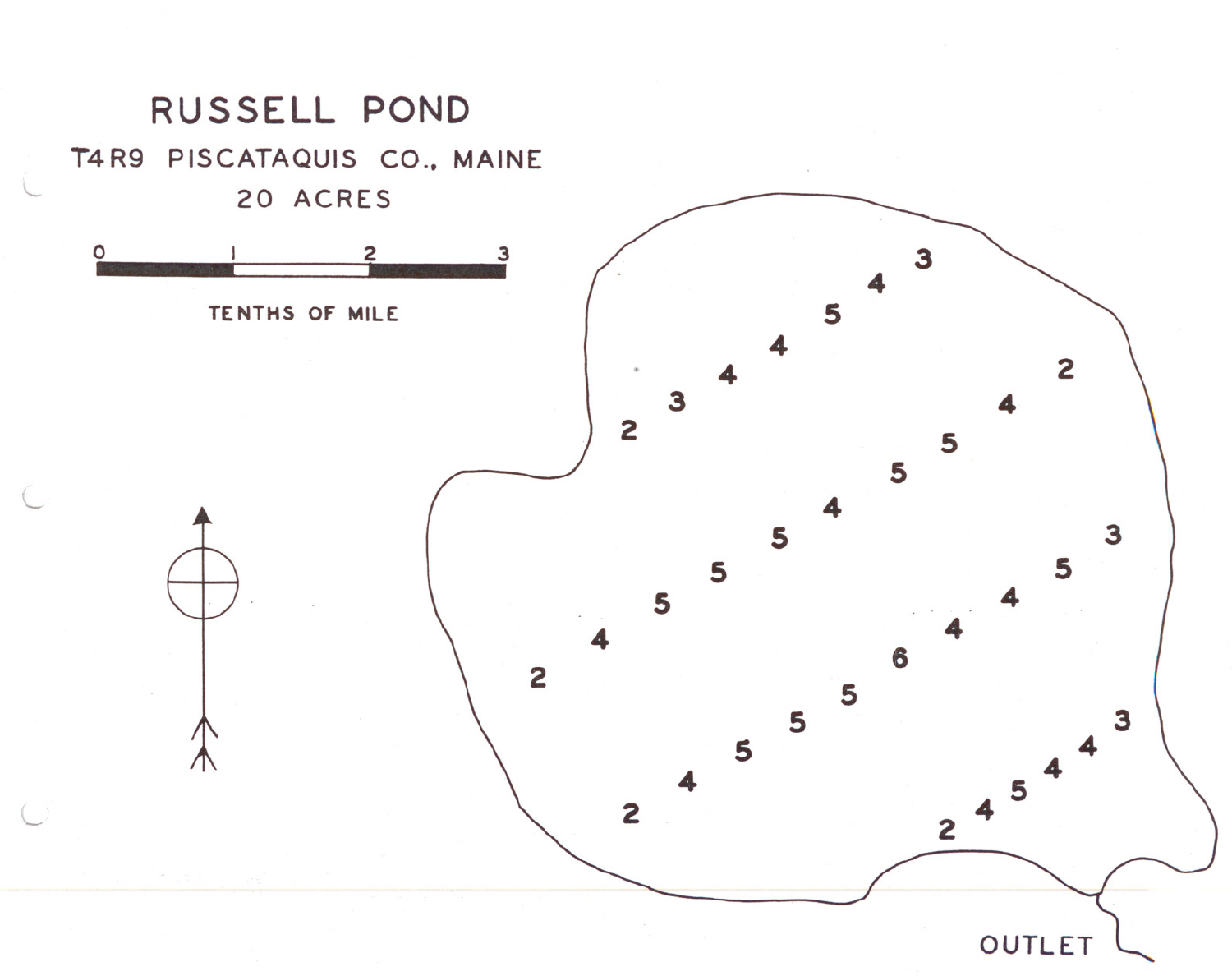# RUSSELL POND

T4R9 PISCATAQUIS CO., MAINE

20 ACRES

0 1 2 3

TENTHS OF MILE

OUTLET